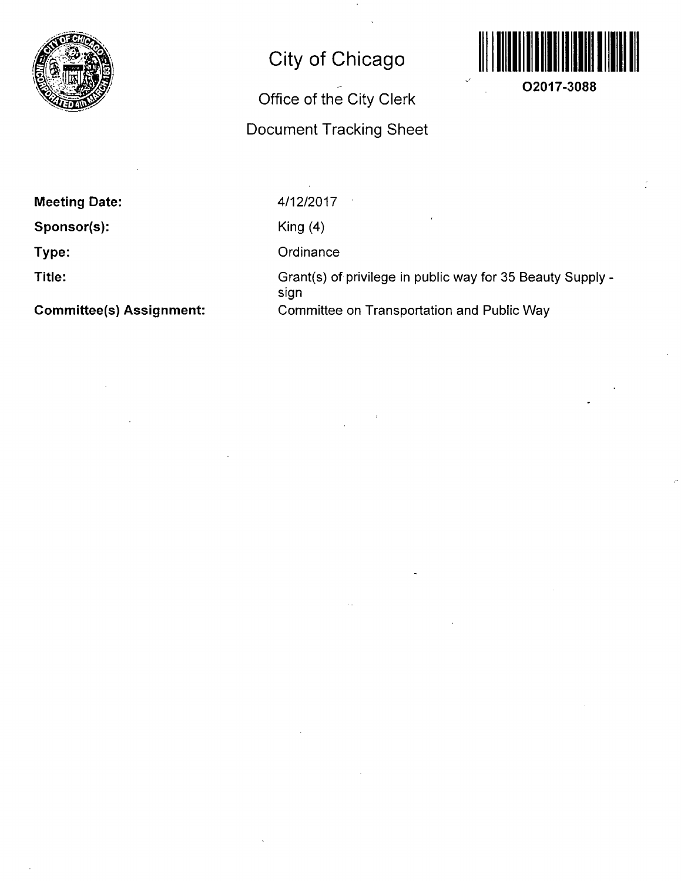# City of Chicago

## Office of the City Clerk

## Document Tracking Sheet

**O2017-3088**

**Meeting Date:** 4/12/2017

**Sponsor(s):** King (4)

**Type:** Ordinance

**Title:** Grant(s) of privilege in public way for 35 Beauty Supply - sign

**Committee(s) Assignment:** Committee on Transportation and Public Way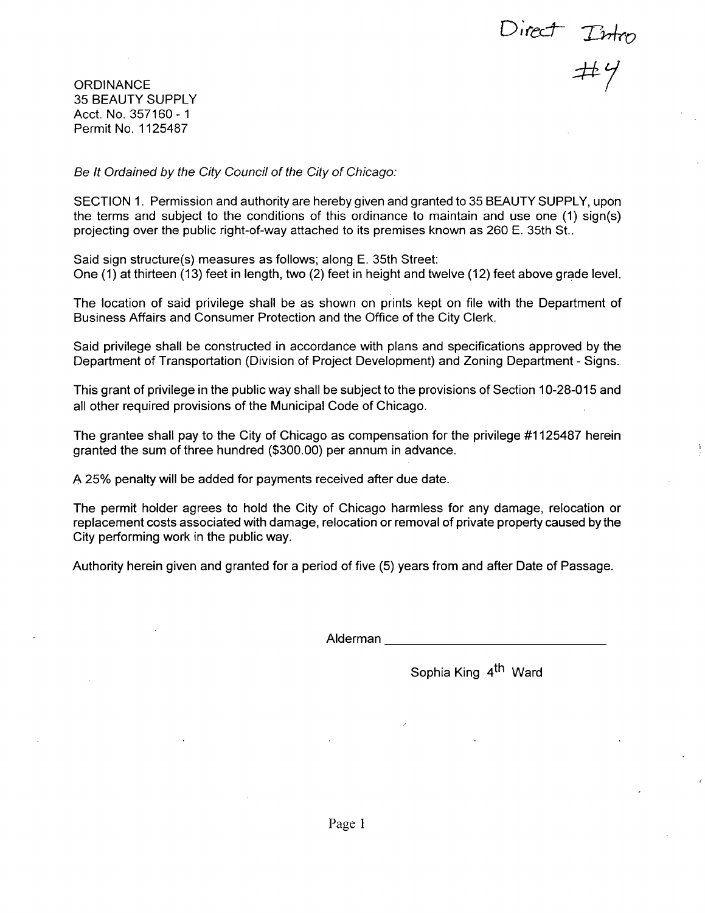Direct Intro #4

ORDINANCE
35 BEAUTY SUPPLY
Acct. No. 357160 - 1
Permit No. 1125487

*Be It Ordained by the City Council of the City of Chicago:*

SECTION 1. Permission and authority are hereby given and granted to 35 BEAUTY SUPPLY, upon the terms and subject to the conditions of this ordinance to maintain and use one (1) sign(s) projecting over the public right-of-way attached to its premises known as 260 E. 35th St..

Said sign structure(s) measures as follows; along E. 35th Street:
One (1) at thirteen (13) feet in length, two (2) feet in height and twelve (12) feet above grade level.

The location of said privilege shall be as shown on prints kept on file with the Department of Business Affairs and Consumer Protection and the Office of the City Clerk.

Said privilege shall be constructed in accordance with plans and specifications approved by the Department of Transportation (Division of Project Development) and Zoning Department - Signs.

This grant of privilege in the public way shall be subject to the provisions of Section 10-28-015 and all other required provisions of the Municipal Code of Chicago.

The grantee shall pay to the City of Chicago as compensation for the privilege #1125487 herein granted the sum of three hundred ($300.00) per annum in advance.

A 25% penalty will be added for payments received after due date.

The permit holder agrees to hold the City of Chicago harmless for any damage, relocation or replacement costs associated with damage, relocation or removal of private property caused by the City performing work in the public way.

Authority herein given and granted for a period of five (5) years from and after Date of Passage.

Alderman ______________________________

Sophia King 4th Ward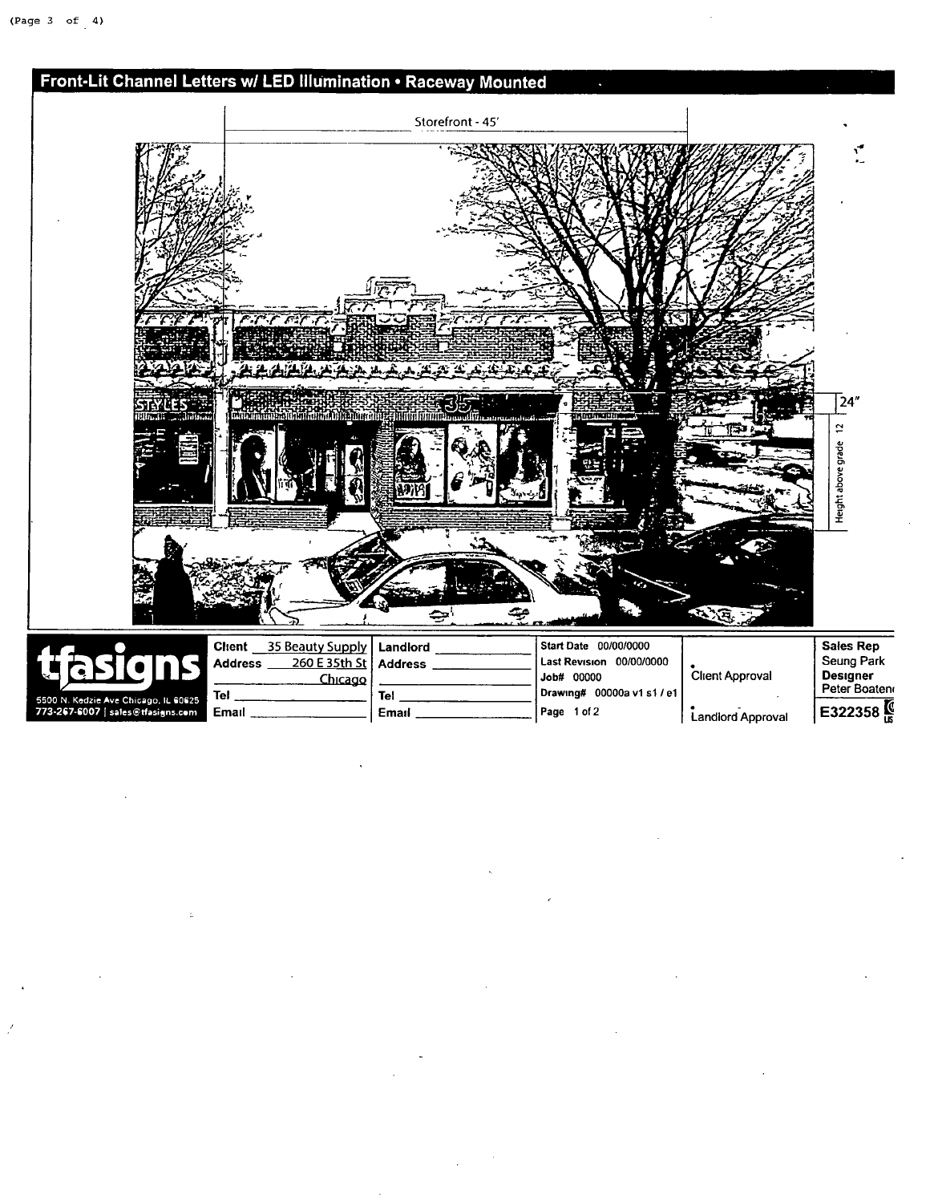## Front-Lit Channel Letters w/ LED Illumination • Raceway Mounted

Storefront - 45'

24"

Height above grade 12

| | | | | |
|---|---|---|---|---|
| **tfasigns** 5500 N. Kedzie Ave Chicago, IL 60625 773-267-6007 \| sales@tfasigns.com | **Client** 35 Beauty Supply **Address** 260 E 35th St Chicago **Tel** **Email** | **Landlord** **Address** **Tel** **Email** | **Start Date** 00/00/0000 **Last Revision** 00/00/0000 **Job#** 00000 **Drawing#** 00000a v1 s1 / e1 **Page** 1 of 2 | Client Approval Landlord Approval | **Sales Rep** Seung Park **Designer** Peter Boaten **E322358** |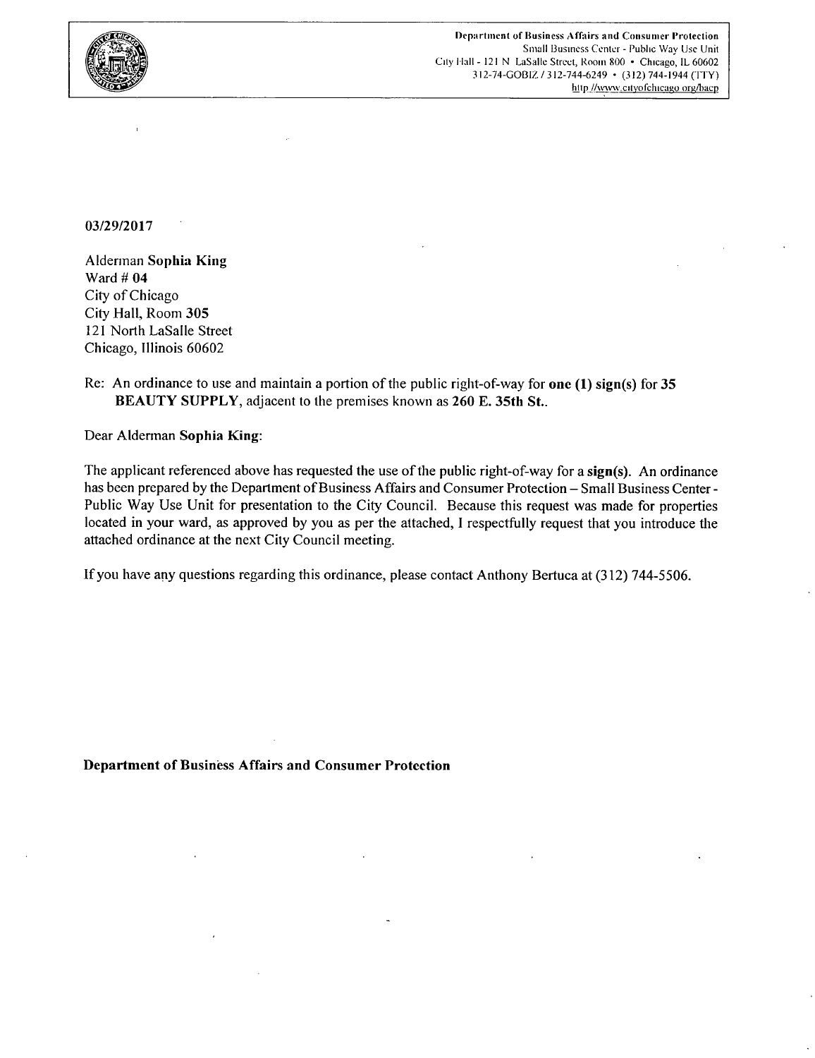**Department of Business Affairs and Consumer Protection**
Small Business Center - Public Way Use Unit
City Hall - 121 N LaSalle Street, Room 800 • Chicago, IL 60602
312-74-GOBIZ / 312-744-6249 • (312) 744-1944 (TTY)
http://www.cityofchicago.org/bacp

**03/29/2017**

Alderman **Sophia King**
Ward # **04**
City of Chicago
City Hall, Room **305**
121 North LaSalle Street
Chicago, Illinois 60602

Re: An ordinance to use and maintain a portion of the public right-of-way for **one (1) sign(s)** for **35 BEAUTY SUPPLY**, adjacent to the premises known as **260 E. 35th St.**.

Dear Alderman **Sophia King**:

The applicant referenced above has requested the use of the public right-of-way for a **sign(s)**. An ordinance has been prepared by the Department of Business Affairs and Consumer Protection – Small Business Center - Public Way Use Unit for presentation to the City Council. Because this request was made for properties located in your ward, as approved by you as per the attached, I respectfully request that you introduce the attached ordinance at the next City Council meeting.

If you have any questions regarding this ordinance, please contact Anthony Bertuca at (312) 744-5506.

**Department of Business Affairs and Consumer Protection**